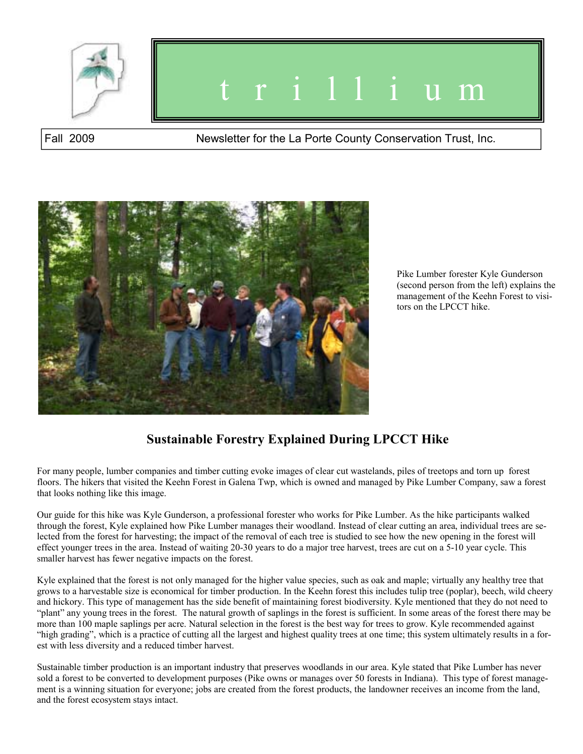# t r i l l i u m

Fall 2009 Newsletter for the La Porte County Conservation Trust, Inc.

Pike Lumber forester Kyle Gunderson (second person from the left) explains the management of the Keehn Forest to visitors on the LPCCT hike.

## Sustainable Forestry Explained During LPCCT Hike

For many people, lumber companies and timber cutting evoke images of clear cut wastelands, piles of treetops and torn up forest floors. The hikers that visited the Keehn Forest in Galena Twp, which is owned and managed by Pike Lumber Company, saw a forest that looks nothing like this image.

Our guide for this hike was Kyle Gunderson, a professional forester who works for Pike Lumber. As the hike participants walked through the forest, Kyle explained how Pike Lumber manages their woodland. Instead of clear cutting an area, individual trees are selected from the forest for harvesting; the impact of the removal of each tree is studied to see how the new opening in the forest will effect younger trees in the area. Instead of waiting 20-30 years to do a major tree harvest, trees are cut on a 5-10 year cycle. This smaller harvest has fewer negative impacts on the forest.

Kyle explained that the forest is not only managed for the higher value species, such as oak and maple; virtually any healthy tree that grows to a harvestable size is economical for timber production. In the Keehn forest this includes tulip tree (poplar), beech, wild cheery and hickory. This type of management has the side benefit of maintaining forest biodiversity. Kyle mentioned that they do not need to "plant" any young trees in the forest. The natural growth of saplings in the forest is sufficient. In some areas of the forest there may be more than 100 maple saplings per acre. Natural selection in the forest is the best way for trees to grow. Kyle recommended against "high grading", which is a practice of cutting all the largest and highest quality trees at one time; this system ultimately results in a forest with less diversity and a reduced timber harvest.

Sustainable timber production is an important industry that preserves woodlands in our area. Kyle stated that Pike Lumber has never sold a forest to be converted to development purposes (Pike owns or manages over 50 forests in Indiana). This type of forest management is a winning situation for everyone; jobs are created from the forest products, the landowner receives an income from the land, and the forest ecosystem stays intact.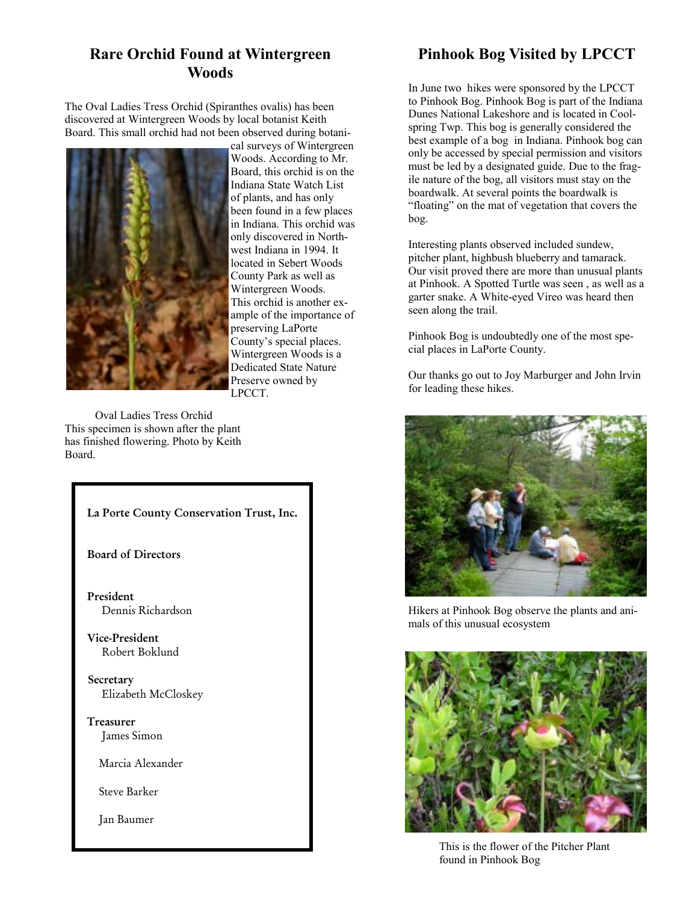## Rare Orchid Found at Wintergreen Woods

The Oval Ladies Tress Orchid (Spiranthes ovalis) has been discovered at Wintergreen Woods by local botanist Keith Board. This small orchid had not been observed during botanical surveys of Wintergreen Woods. According to Mr. Board, this orchid is on the Indiana State Watch List of plants, and has only been found in a few places in Indiana. This orchid was only discovered in Northwest Indiana in 1994. It located in Sebert Woods County Park as well as Wintergreen Woods. This orchid is another example of the importance of preserving LaPorte County's special places. Wintergreen Woods is a Dedicated State Nature Preserve owned by LPCCT.

Oval Ladies Tress Orchid This specimen is shown after the plant has finished flowering. Photo by Keith Board.

**La Porte County Conservation Trust, Inc.**

**Board of Directors**

**President**
Dennis Richardson

**Vice-President**
Robert Boklund

**Secretary**
Elizabeth McCloskey

**Treasurer**
James Simon

Marcia Alexander

Steve Barker

Jan Baumer

## Pinhook Bog Visited by LPCCT

In June two hikes were sponsored by the LPCCT to Pinhook Bog. Pinhook Bog is part of the Indiana Dunes National Lakeshore and is located in Coolspring Twp. This bog is generally considered the best example of a bog in Indiana. Pinhook bog can only be accessed by special permission and visitors must be led by a designated guide. Due to the fragile nature of the bog, all visitors must stay on the boardwalk. At several points the boardwalk is "floating" on the mat of vegetation that covers the bog.

Interesting plants observed included sundew, pitcher plant, highbush blueberry and tamarack. Our visit proved there are more than unusual plants at Pinhook. A Spotted Turtle was seen , as well as a garter snake. A White-eyed Vireo was heard then seen along the trail.

Pinhook Bog is undoubtedly one of the most special places in LaPorte County.

Our thanks go out to Joy Marburger and John Irvin for leading these hikes.

Hikers at Pinhook Bog observe the plants and animals of this unusual ecosystem

This is the flower of the Pitcher Plant found in Pinhook Bog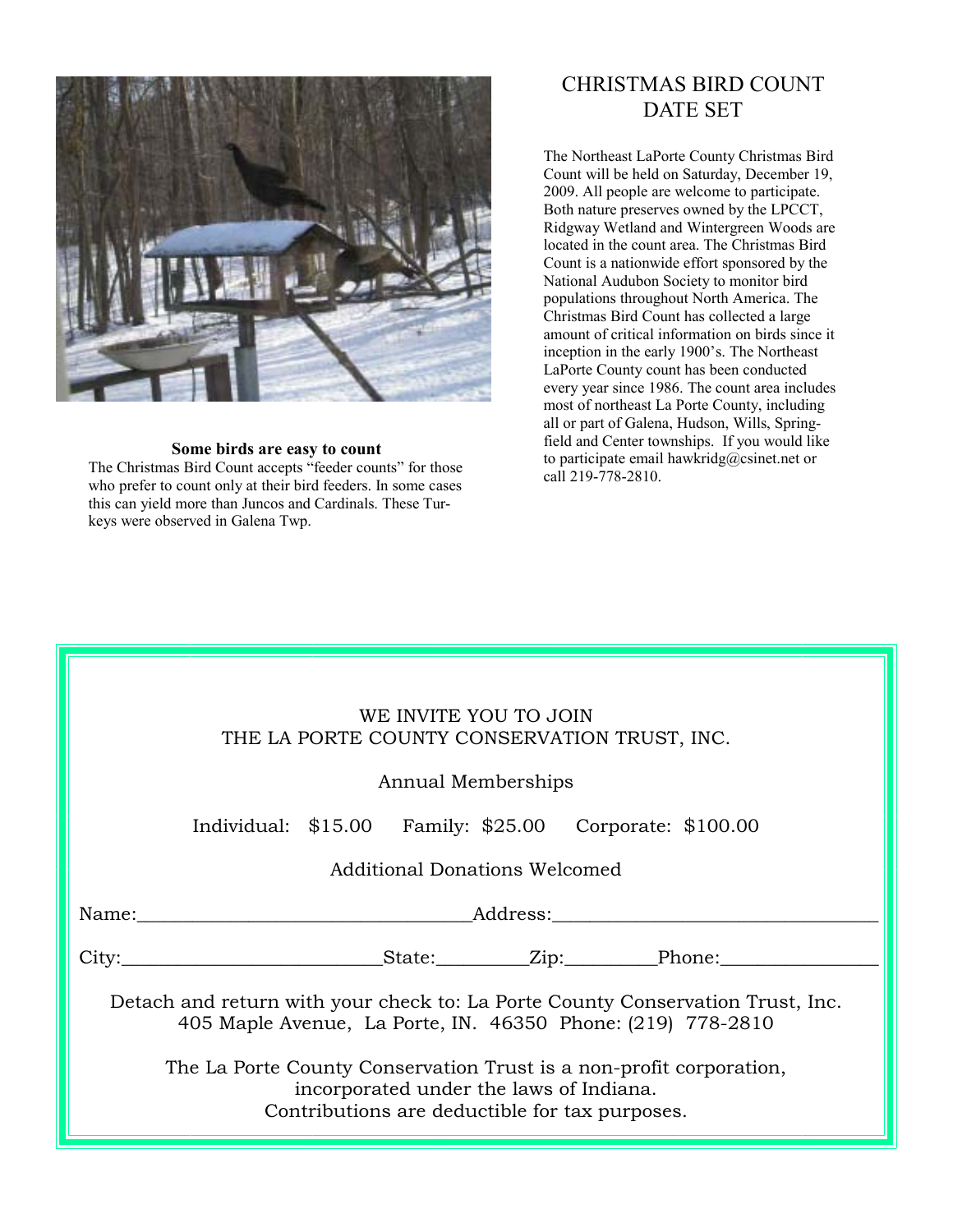**Some birds are easy to count**

The Christmas Bird Count accepts "feeder counts" for those who prefer to count only at their bird feeders. In some cases this can yield more than Juncos and Cardinals. These Turkeys were observed in Galena Twp.

## CHRISTMAS BIRD COUNT DATE SET

The Northeast LaPorte County Christmas Bird Count will be held on Saturday, December 19, 2009. All people are welcome to participate. Both nature preserves owned by the LPCCT, Ridgway Wetland and Wintergreen Woods are located in the count area. The Christmas Bird Count is a nationwide effort sponsored by the National Audubon Society to monitor bird populations throughout North America. The Christmas Bird Count has collected a large amount of critical information on birds since it inception in the early 1900's. The Northeast LaPorte County count has been conducted every year since 1986. The count area includes most of northeast La Porte County, including all or part of Galena, Hudson, Wills, Springfield and Center townships. If you would like to participate email hawkridg@csinet.net or call 219-778-2810.

---

WE INVITE YOU TO JOIN
THE LA PORTE COUNTY CONSERVATION TRUST, INC.

Annual Memberships

Individual: $15.00 Family: $25.00 Corporate: $100.00

Additional Donations Welcomed

Name:_________________________________Address:________________________________

City:__________________________State:_________Zip:_________Phone:________________

Detach and return with your check to: La Porte County Conservation Trust, Inc.
405 Maple Avenue, La Porte, IN. 46350 Phone: (219) 778-2810

The La Porte County Conservation Trust is a non-profit corporation, incorporated under the laws of Indiana.
Contributions are deductible for tax purposes.